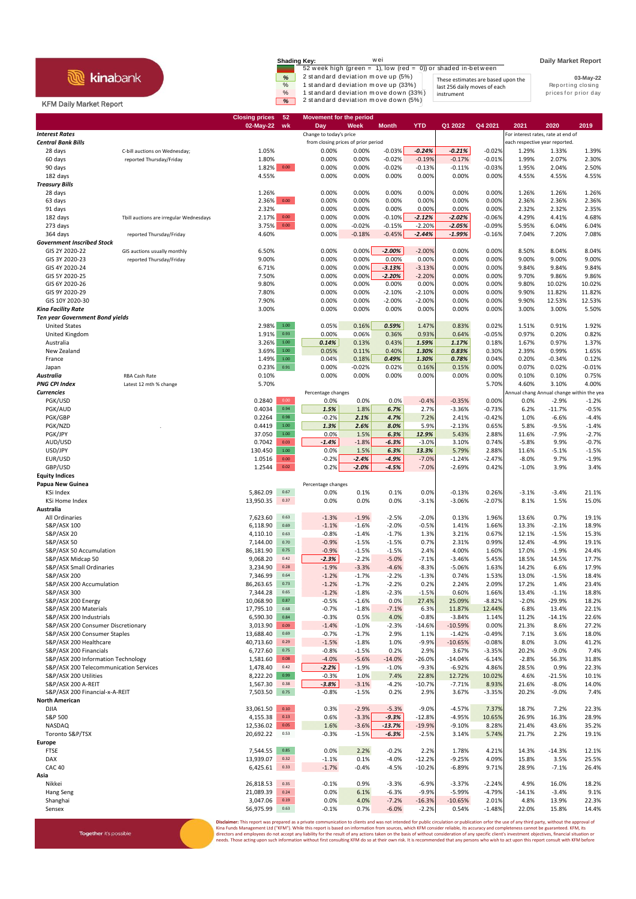kinabank

KFM Daily Market Report

**Shading Key:** wei
52 week high (green = 1), low (red = 0)) or shaded in-between
% 2 standard deviation move up (5%)
% 1 standard deviation move up (33%)
% 1 standard deviation move down (33%)
% 2 standard deviation move down (5%)

These estimates are based upon the last 256 daily moves of each instrument

**Daily Market Report**

03-May-22
Reporting closing prices for prior day

| | | Closing prices 02-May-22 | 52 wk | Day | Week | Month | YTD | Q1 2022 | Q4 2021 | 2021 | 2020 | 2019 |
|---|---|---|---|---|---|---|---|---|---|---|---|---|
| ***Interest Rates*** | | | | Change to today's price from closing prices of prior period | | | | | | For interest rates, rate at end of each respective year reported. | | |
| ***Central Bank Bills*** | | | | | | | | | | | | |
| 28 days | C-bill auctions on Wednesday; | 1.05% | | 0.00% | 0.00% | -0.03% | *-0.24%* | *-0.21%* | -0.02% | 1.29% | 1.33% | 1.39% |
| 60 days | reported Thursday/Friday | 1.80% | | 0.00% | 0.00% | -0.02% | -0.19% | -0.17% | -0.01% | 1.99% | 2.07% | 2.30% |
| 90 days | | 1.82% | 0.00 | 0.00% | 0.00% | -0.02% | -0.13% | -0.11% | -0.03% | 1.95% | 2.04% | 2.50% |
| 182 days | | 4.55% | | 0.00% | 0.00% | 0.00% | 0.00% | 0.00% | 0.00% | 4.55% | 4.55% | 4.55% |
| ***Treasury Bills*** | | | | | | | | | | | | |
| 28 days | | 1.26% | | 0.00% | 0.00% | 0.00% | 0.00% | 0.00% | 0.00% | 1.26% | 1.26% | 1.26% |
| 63 days | | 2.36% | 0.00 | 0.00% | 0.00% | 0.00% | 0.00% | 0.00% | 0.00% | 2.36% | 2.36% | 2.36% |
| 91 days | | 2.32% | | 0.00% | 0.00% | 0.00% | 0.00% | 0.00% | 0.00% | 2.32% | 2.32% | 2.35% |
| 182 days | Tbill auctions are irregular Wednesdays | 2.17% | 0.00 | 0.00% | 0.00% | -0.10% | *-2.12%* | *-2.02%* | -0.06% | 4.29% | 4.41% | 4.68% |
| 273 days | | 3.75% | 0.00 | 0.00% | -0.02% | -0.15% | -2.20% | *-2.05%* | -0.09% | 5.95% | 6.04% | 6.04% |
| 364 days | reported Thursday/Friday | 4.60% | | 0.00% | -0.18% | -0.45% | *-2.44%* | *-1.99%* | -0.16% | 7.04% | 7.20% | 7.08% |
| ***Government Inscribed Stock*** | | | | | | | | | | | | |
| GIS 2Y 2020-22 | GIS auctions usually monthly | 6.50% | | 0.00% | 0.00% | *-2.00%* | -2.00% | 0.00% | 0.00% | 8.50% | 8.04% | 8.04% |
| GIS 3Y 2020-23 | reported Thursday/Friday | 9.00% | | 0.00% | 0.00% | 0.00% | 0.00% | 0.00% | 0.00% | 9.00% | 9.00% | 9.00% |
| GIS 4Y 2020-24 | | 6.71% | | 0.00% | 0.00% | *-3.13%* | -3.13% | 0.00% | 0.00% | 9.84% | 9.84% | 9.84% |
| GIS 5Y 2020-25 | | 7.50% | | 0.00% | 0.00% | *-2.20%* | -2.20% | 0.00% | 0.00% | 9.70% | 9.86% | 9.86% |
| GIS 6Y 2020-26 | | 9.80% | | 0.00% | 0.00% | 0.00% | 0.00% | 0.00% | 0.00% | 9.80% | 10.02% | 10.02% |
| GIS 9Y 2020-29 | | 7.80% | | 0.00% | 0.00% | -2.10% | -2.10% | 0.00% | 0.00% | 9.90% | 11.82% | 11.82% |
| GIS 10Y 2020-30 | | 7.90% | | 0.00% | 0.00% | -2.00% | -2.00% | 0.00% | 0.00% | 9.90% | 12.53% | 12.53% |
| ***Kina Facility Rate*** | | 3.00% | | 0.00% | 0.00% | 0.00% | 0.00% | 0.00% | 0.00% | 3.00% | 3.00% | 5.50% |
| ***Ten year Government Bond yields*** | | | | | | | | | | | | |
| United States | | 2.98% | 1.00 | 0.05% | 0.16% | *0.59%* | 1.47% | 0.83% | 0.02% | 1.51% | 0.91% | 1.92% |
| United Kingdom | | 1.91% | 0.93 | 0.00% | 0.06% | 0.36% | 0.93% | 0.64% | -0.05% | 0.97% | 0.20% | 0.82% |
| Australia | | 3.26% | 1.00 | *0.14%* | 0.13% | 0.43% | *1.59%* | *1.17%* | 0.18% | 1.67% | 0.97% | 1.37% |
| New Zealand | | 3.69% | 1.00 | 0.05% | 0.11% | 0.40% | *1.30%* | *0.83%* | 0.30% | 2.39% | 0.99% | 1.65% |
| France | | 1.49% | 1.00 | 0.04% | 0.18% | *0.49%* | *1.30%* | *0.78%* | 0.04% | 0.20% | -0.34% | 0.12% |
| Japan | | 0.23% | 0.91 | 0.00% | -0.02% | 0.02% | 0.16% | 0.15% | 0.00% | 0.07% | 0.02% | -0.01% |
| ***Australia*** | RBA Cash Rate | 0.10% | | 0.00% | 0.00% | 0.00% | 0.00% | 0.00% | 0.00% | 0.10% | 0.10% | 0.75% |
| ***PNG CPI Index*** | Latest 12 mth % change | 5.70% | | | | | | | 5.70% | 4.60% | 3.10% | 4.00% |
| ***Currencies*** | | | | Percentage changes | | | | | | Annual chang | Annual change within the yea | |
| PGK/USD | | 0.2840 | 0.00 | 0.0% | 0.0% | 0.0% | -0.4% | -0.35% | 0.00% | 0.0% | -2.9% | -1.2% |
| PGK/AUD | | 0.4034 | 0.94 | *1.5%* | 1.8% | *6.7%* | 2.7% | -3.36% | -0.73% | 6.2% | -11.7% | -0.5% |
| PGK/GBP | | 0.2264 | 0.98 | -0.2% | *2.1%* | *4.7%* | 7.2% | 2.41% | -0.42% | 1.0% | -6.6% | -4.4% |
| PGK/NZD | | 0.4419 | 1.00 | *1.3%* | *2.6%* | *8.0%* | 5.9% | -2.13% | 0.65% | 5.8% | -9.5% | -1.4% |
| PGK/JPY | | 37.050 | 1.00 | 0.0% | 1.5% | *6.3%* | *12.9%* | 5.43% | 2.88% | 11.6% | -7.9% | -2.7% |
| AUD/USD | | 0.7042 | 0.03 | *-1.4%* | -1.8% | *-6.3%* | -3.0% | 3.10% | 0.74% | -5.8% | 9.9% | -0.7% |
| USD/JPY | | 130.450 | 1.00 | 0.0% | 1.5% | *6.3%* | *13.3%* | 5.79% | 2.88% | 11.6% | -5.1% | -1.5% |
| EUR/USD | | 1.0516 | 0.00 | -0.2% | *-2.4%* | *-4.9%* | -7.0% | -1.24% | -2.47% | -8.0% | 9.7% | -1.9% |
| GBP/USD | | 1.2544 | 0.02 | 0.2% | *-2.0%* | *-4.5%* | -7.0% | -2.69% | 0.42% | -1.0% | 3.9% | 3.4% |
| **Equity Indices** | | | | | | | | | | | | |
| **Papua New Guinea** | | | | Percentage changes | | | | | | | | |
| KSi Index | | 5,862.09 | 0.67 | 0.0% | 0.1% | 0.1% | 0.0% | -0.13% | 0.26% | -3.1% | -3.4% | 21.1% |
| KSi Home Index | | 13,950.35 | 0.37 | 0.0% | 0.0% | 0.0% | -3.1% | -3.06% | -2.07% | 8.1% | 1.5% | 15.0% |
| **Australia** | | | | | | | | | | | | |
| All Ordinaries | | 7,623.60 | 0.63 | -1.3% | -1.9% | -2.5% | -2.0% | 0.13% | 1.96% | 13.6% | 0.7% | 19.1% |
| S&P/ASX 100 | | 6,118.90 | 0.69 | -1.1% | -1.6% | -2.0% | -0.5% | 1.41% | 1.66% | 13.3% | -2.1% | 18.9% |
| S&P/ASX 20 | | 4,110.10 | 0.63 | -0.8% | -1.4% | -1.7% | 1.3% | 3.21% | 0.67% | 12.1% | -1.5% | 15.3% |
| S&P/ASX 50 | | 7,144.00 | 0.70 | -0.9% | -1.5% | -1.5% | 0.7% | 2.31% | 0.99% | 12.4% | -4.9% | 19.1% |
| S&P/ASX 50 Accumulation | | 86,181.90 | 0.75 | -0.9% | -1.5% | -1.5% | 2.4% | 4.00% | 1.60% | 17.0% | -1.9% | 24.4% |
| S&P/ASX Midcap 50 | | 9,068.20 | 0.42 | *-2.3%* | -2.2% | -5.0% | -7.1% | -3.46% | 5.45% | 18.5% | 14.5% | 17.7% |
| S&P/ASX Small Ordinaries | | 3,234.90 | 0.28 | -1.9% | -3.3% | -4.6% | -8.3% | -5.06% | 1.63% | 14.2% | 6.6% | 17.9% |
| S&P/ASX 200 | | 7,346.99 | 0.64 | -1.2% | -1.7% | -2.2% | -1.3% | 0.74% | 1.53% | 13.0% | -1.5% | 18.4% |
| S&P/ASX 200 Accumulation | | 86,263.65 | 0.73 | -1.2% | -1.7% | -2.2% | 0.2% | 2.24% | 2.09% | 17.2% | 1.4% | 23.4% |
| S&P/ASX 300 | | 7,344.28 | 0.65 | -1.2% | -1.8% | -2.3% | -1.5% | 0.60% | 1.66% | 13.4% | -1.1% | 18.8% |
| S&P/ASX 200 Energy | | 10,068.90 | 0.87 | -0.5% | -1.6% | 0.0% | 27.4% | 25.09% | -8.82% | -2.0% | -29.9% | 18.2% |
| S&P/ASX 200 Materials | | 17,795.10 | 0.68 | -0.7% | -1.8% | -7.1% | 6.3% | 11.87% | 12.44% | 6.8% | 13.4% | 22.1% |
| S&P/ASX 200 Industrials | | 6,590.30 | 0.84 | -0.3% | 0.5% | 4.0% | -0.8% | -3.84% | 1.14% | 11.2% | -14.1% | 22.6% |
| S&P/ASX 200 Consumer Discretionary | | 3,013.90 | 0.09 | -1.4% | -1.0% | -2.3% | -14.6% | -10.59% | 0.00% | 21.3% | 8.6% | 27.2% |
| S&P/ASX 200 Consumer Staples | | 13,688.40 | 0.69 | -0.7% | -1.7% | 2.9% | 1.1% | -1.42% | -0.49% | 7.1% | 3.6% | 18.0% |
| S&P/ASX 200 Healthcare | | 40,713.60 | 0.29 | -1.5% | -1.8% | 1.0% | -9.9% | -10.65% | -0.08% | 8.0% | 3.0% | 41.2% |
| S&P/ASX 200 Financials | | 6,727.60 | 0.75 | -0.8% | -1.5% | 0.2% | 2.9% | 3.67% | -3.35% | 20.2% | -9.0% | 7.4% |
| S&P/ASX 200 Information Technology | | 1,581.60 | 0.08 | -4.0% | -5.6% | -14.0% | -26.0% | -14.04% | -6.14% | -2.8% | 56.3% | 31.8% |
| S&P/ASX 200 Telecommunication Services | | 1,478.40 | 0.42 | *-2.2%* | -1.9% | -1.0% | -9.3% | -6.92% | 4.86% | 28.5% | 0.9% | 22.3% |
| S&P/ASX 200 Utilities | | 8,222.20 | 0.99 | -0.3% | 1.0% | 7.4% | 22.8% | 12.72% | 10.02% | 4.6% | -21.5% | 10.1% |
| S&P/ASX 200 A-REIT | | 1,567.30 | 0.38 | *-3.8%* | -3.1% | -4.2% | -10.7% | -7.71% | 8.93% | 21.6% | -8.0% | 14.0% |
| S&P/ASX 200 Financial-x-A-REIT | | 7,503.50 | 0.75 | -0.8% | -1.5% | 0.2% | 2.9% | 3.67% | -3.35% | 20.2% | -9.0% | 7.4% |
| **North American** | | | | | | | | | | | | |
| DJIA | | 33,061.50 | 0.10 | 0.3% | -2.9% | -5.3% | -9.0% | -4.57% | 7.37% | 18.7% | 7.2% | 22.3% |
| S&P 500 | | 4,155.38 | 0.13 | 0.6% | -3.3% | *-9.3%* | -12.8% | -4.95% | 10.65% | 26.9% | 16.3% | 28.9% |
| NASDAQ | | 12,536.02 | 0.05 | 1.6% | -3.6% | *-13.7%* | -19.9% | -9.10% | 8.28% | 21.4% | 43.6% | 35.2% |
| Toronto S&P/TSX | | 20,692.22 | 0.53 | -0.3% | -1.5% | *-6.3%* | -2.5% | 3.14% | 5.74% | 21.7% | 2.2% | 19.1% |
| **Europe** | | | | | | | | | | | | |
| FTSE | | 7,544.55 | 0.85 | 0.0% | 2.2% | -0.2% | 2.2% | 1.78% | 4.21% | 14.3% | -14.3% | 12.1% |
| DAX | | 13,939.07 | 0.32 | -1.1% | 0.1% | -4.0% | -12.2% | -9.25% | 4.09% | 15.8% | 3.5% | 25.5% |
| CAC 40 | | 6,425.61 | 0.33 | -1.7% | -0.4% | -4.5% | -10.2% | -6.89% | 9.71% | 28.9% | -7.1% | 26.4% |
| **Asia** | | | | | | | | | | | | |
| Nikkei | | 26,818.53 | 0.35 | -0.1% | 0.9% | -3.3% | -6.9% | -3.37% | -2.24% | 4.9% | 16.0% | 18.2% |
| Hang Seng | | 21,089.39 | 0.24 | 0.0% | 6.1% | -6.3% | -9.9% | -5.99% | -4.79% | -14.1% | -3.4% | 9.1% |
| Shanghai | | 3,047.06 | 0.19 | 0.0% | 4.0% | -7.2% | -16.3% | -10.65% | 2.01% | 4.8% | 13.9% | 22.3% |
| Sensex | | 56,975.99 | 0.63 | -0.1% | 0.7% | -6.0% | -2.2% | 0.54% | -1.48% | 22.0% | 15.8% | 14.4% |

Together it's possible

**Disclaimer:** This report was prepared as a private communication to clients and was not intended for public circulation or publication orfor the use of any third party, without the approval of Kina Funds Management Ltd ("KFM"). While this report is based on information from sources, which KFM consider reliable, its accuracy and completeness cannot be guaranteed. KFM, its directors and employees do not accept any liability for the result of any actions taken on the basis of without consideration of any specific client's investment objectives, financial situation or needs. Those acting upon such information without first consulting KFM do so at their own risk. It is recommended that any persons who wish to act upon this report consult with KFM before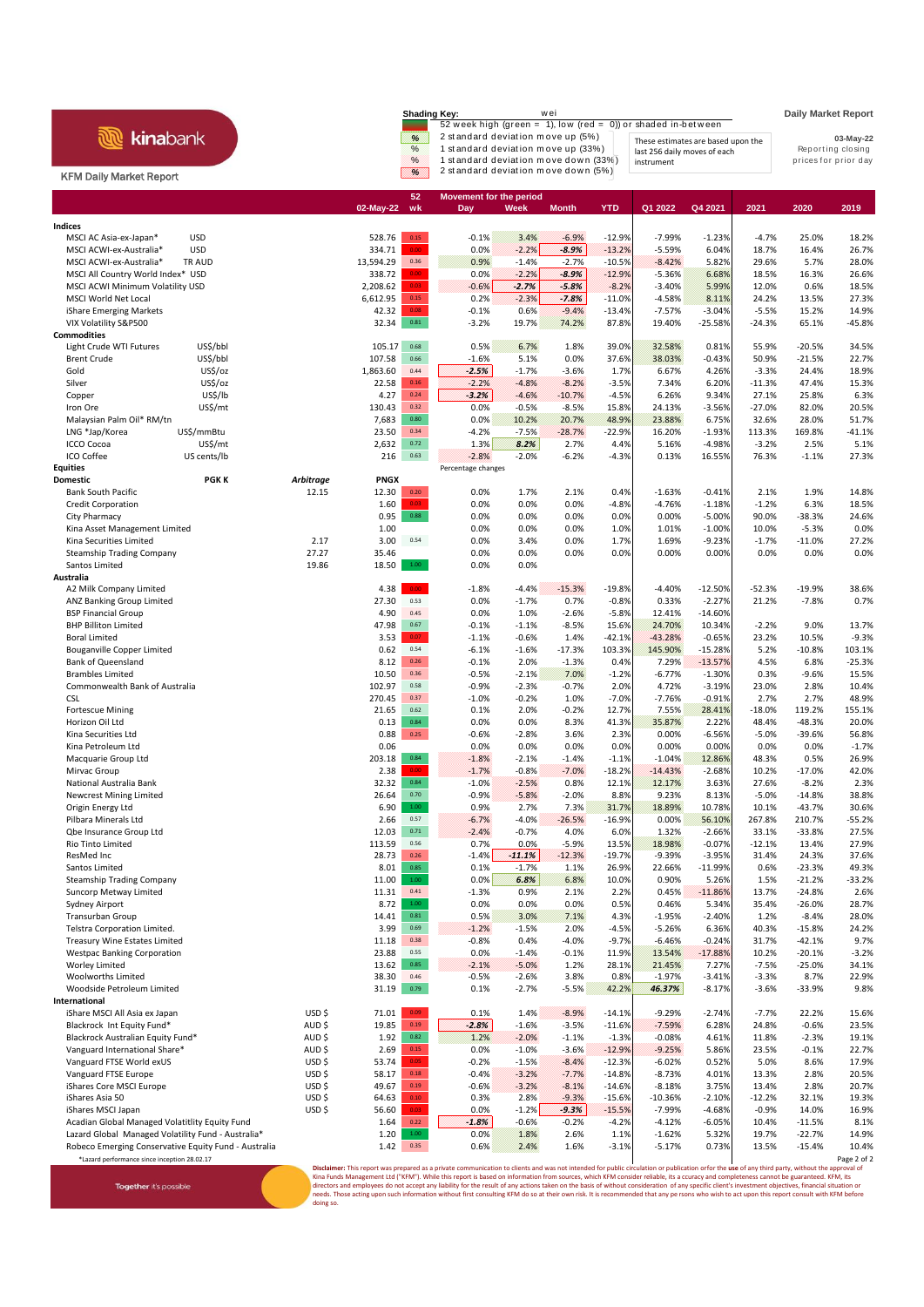# kinabank

**KFM Daily Market Report**

**Shading Key:**

52 week high (green = 1), low (red = 0)) or shaded in-between

- % 2 standard deviation move up (5%)
- % 1 standard deviation move up (33%)
- % 1 standard deviation move down (33%)
- % 2 standard deviation move down (5%)

These estimates are based upon the last 256 daily moves of each instrument

**Daily Market Report**

03-May-22

Reporting closing prices for prior day

| | | | 02-May-22 | 52 wk | Day | Week | Month | YTD | Q1 2022 | Q4 2021 | 2021 | 2020 | 2019 |
|---|---|---|---|---|---|---|---|---|---|---|---|---|---|
| | | | | | Movement for the period | | | | | | | | |
| **Indices** | | | | | | | | | | | | | |
| MSCI AC Asia-ex-Japan* | USD | | 528.76 | 0.15 | -0.1% | 3.4% | -6.9% | -12.9% | -7.99% | -1.23% | -4.7% | 25.0% | 18.2% |
| MSCI ACWI-ex-Australia* | USD | | 334.71 | 0.00 | 0.0% | -2.2% | -8.9% | -13.2% | -5.59% | 6.04% | 18.7% | 16.4% | 26.7% |
| MSCI ACWI-ex-Australia* | TR AUD | | 13,594.29 | 0.36 | 0.9% | -1.4% | -2.7% | -10.5% | -8.42% | 5.82% | 29.6% | 5.7% | 28.0% |
| MSCI All Country World Index* | USD | | 338.72 | 0.00 | 0.0% | -2.2% | -8.9% | -12.9% | -5.36% | 6.68% | 18.5% | 16.3% | 26.6% |
| MSCI ACWI Minimum Volatility | USD | | 2,208.62 | 0.03 | -0.6% | -2.7% | -5.8% | -8.2% | -3.40% | 5.99% | 12.0% | 0.6% | 18.5% |
| MSCI World Net Local | | | 6,612.95 | 0.15 | 0.2% | -2.3% | -7.8% | -11.0% | -4.58% | 8.11% | 24.2% | 13.5% | 27.3% |
| iShare Emerging Markets | | | 42.32 | 0.08 | -0.1% | 0.6% | -9.4% | -13.4% | -7.57% | -3.04% | -5.5% | 15.2% | 14.9% |
| VIX Volatility S&P500 | | | 32.34 | 0.81 | -3.2% | 19.7% | 74.2% | 87.8% | 19.40% | -25.58% | -24.3% | 65.1% | -45.8% |
| **Commodities** | | | | | | | | | | | | | |
| Light Crude WTI Futures | US$/bbl | | 105.17 | 0.68 | 0.5% | 6.7% | 1.8% | 39.0% | 32.58% | 0.81% | 55.9% | -20.5% | 34.5% |
| Brent Crude | US$/bbl | | 107.58 | 0.66 | -1.6% | 5.1% | 0.0% | 37.6% | 38.03% | -0.43% | 50.9% | -21.5% | 22.7% |
| Gold | US$/oz | | 1,863.60 | 0.44 | -2.5% | -1.7% | -3.6% | 1.7% | 6.67% | 4.26% | -3.3% | 24.4% | 18.9% |
| Silver | US$/oz | | 22.58 | 0.16 | -2.2% | -4.8% | -8.2% | -3.5% | 7.34% | 6.20% | -11.3% | 47.4% | 15.3% |
| Copper | US$/lb | | 4.27 | 0.24 | -3.2% | -4.6% | -10.7% | -4.5% | 6.26% | 9.34% | 27.1% | 25.8% | 6.3% |
| Iron Ore | US$/mt | | 130.43 | 0.32 | 0.0% | -0.5% | -8.5% | 15.8% | 24.13% | -3.56% | -27.0% | 82.0% | 20.5% |
| Malaysian Palm Oil* | RM/tn | | 7,683 | 0.80 | 0.0% | 10.2% | 20.7% | 48.9% | 23.88% | 6.75% | 32.6% | 28.0% | 51.7% |
| LNG *Jap/Korea | US$/mmBtu | | 23.50 | 0.34 | -4.2% | -7.5% | -28.7% | -22.9% | 16.20% | -1.93% | 113.3% | 169.8% | -41.1% |
| ICCO Cocoa | US$/mt | | 2,632 | 0.72 | 1.3% | 8.2% | 2.7% | 4.4% | 5.16% | -4.98% | -3.2% | 2.5% | 5.1% |
| ICO Coffee | US cents/lb | | 216 | 0.63 | -2.8% | -2.0% | -6.2% | -4.3% | 0.13% | 16.55% | 76.3% | -1.1% | 27.3% |
| **Equities** | | | | | Percentage changes | | | | | | | | |
| **Domestic** | **PGK K** | ***Arbitrage*** | **PNGX** | | | | | | | | | | |
| Bank South Pacific | | 12.15 | 12.30 | 0.20 | 0.0% | 1.7% | 2.1% | 0.4% | -1.63% | -0.41% | 2.1% | 1.9% | 14.8% |
| Credit Corporation | | | 1.60 | 0.03 | 0.0% | 0.0% | 0.0% | -4.8% | -4.76% | -1.18% | -1.2% | 6.3% | 18.5% |
| City Pharmacy | | | 0.95 | 0.88 | 0.0% | 0.0% | 0.0% | 0.0% | 0.00% | -5.00% | 90.0% | -38.3% | 24.6% |
| Kina Asset Management Limited | | | 1.00 | | 0.0% | 0.0% | 0.0% | 1.0% | 1.01% | -1.00% | 10.0% | -5.3% | 0.0% |
| Kina Securities Limited | | 2.17 | 3.00 | 0.54 | 0.0% | 3.4% | 0.0% | 1.7% | 1.69% | -9.23% | -1.7% | -11.0% | 27.2% |
| Steamship Trading Company | | 27.27 | 35.46 | | 0.0% | 0.0% | 0.0% | 0.0% | 0.00% | 0.00% | 0.0% | 0.0% | 0.0% |
| Santos Limited | | 19.86 | 18.50 | 1.00 | 0.0% | 0.0% | | | | | | | |
| **Australia** | | | | | | | | | | | | | |
| A2 Milk Company Limited | | | 4.38 | 0.00 | -1.8% | -4.4% | -15.3% | -19.8% | -4.40% | -12.50% | -52.3% | -19.9% | 38.6% |
| ANZ Banking Group Limited | | | 27.30 | 0.53 | 0.0% | -1.7% | 0.7% | -0.8% | 0.33% | -2.27% | 21.2% | -7.8% | 0.7% |
| BSP Financial Group | | | 4.90 | 0.45 | 0.0% | 1.0% | -2.6% | -5.8% | 12.41% | -14.60% | | | |
| BHP Billiton Limited | | | 47.98 | 0.67 | -0.1% | -1.1% | -8.5% | 15.6% | 24.70% | 10.34% | -2.2% | 9.0% | 13.7% |
| Boral Limited | | | 3.53 | 0.07 | -1.1% | -0.6% | 1.4% | -42.1% | -43.28% | -0.65% | 23.2% | 10.5% | -9.3% |
| Bouganville Copper Limited | | | 0.62 | 0.54 | -6.1% | -1.6% | -17.3% | 103.3% | 145.90% | -15.28% | 5.2% | -10.8% | 103.1% |
| Bank of Queensland | | | 8.12 | 0.26 | -0.1% | 2.0% | -1.3% | 0.4% | 7.29% | -13.57% | 4.5% | 6.8% | -25.3% |
| Brambles Limited | | | 10.50 | 0.36 | -0.5% | -2.1% | 7.0% | -1.2% | -6.77% | -1.30% | 0.3% | -9.6% | 15.5% |
| Commonwealth Bank of Australia | | | 102.97 | 0.58 | -0.9% | -2.3% | -0.7% | 2.0% | 4.72% | -3.19% | 23.0% | 2.8% | 10.4% |
| CSL | | | 270.45 | 0.37 | -1.0% | -0.2% | 1.0% | -7.0% | -7.76% | -0.91% | 2.7% | 2.7% | 48.9% |
| Fortescue Mining | | | 21.65 | 0.62 | 0.1% | 2.0% | -0.2% | 12.7% | 7.55% | 28.41% | -18.0% | 119.2% | 155.1% |
| Horizon Oil Ltd | | | 0.13 | 0.84 | 0.0% | 0.0% | 8.3% | 41.3% | 35.87% | 2.22% | 48.4% | -48.3% | 20.0% |
| Kina Securities Ltd | | | 0.88 | 0.25 | -0.6% | -2.8% | 3.6% | 2.3% | 0.00% | -6.56% | -5.0% | -39.6% | 56.8% |
| Kina Petroleum Ltd | | | 0.06 | | 0.0% | 0.0% | 0.0% | 0.0% | 0.00% | 0.00% | 0.0% | 0.0% | -1.7% |
| Macquarie Group Ltd | | | 203.18 | 0.84 | -1.8% | -2.1% | -1.4% | -1.1% | -1.04% | 12.86% | 48.3% | 0.5% | 26.9% |
| Mirvac Group | | | 2.38 | 0.00 | -1.7% | -0.8% | -7.0% | -18.2% | -14.43% | -2.68% | 10.2% | -17.0% | 42.0% |
| National Australia Bank | | | 32.32 | 0.84 | -1.0% | -2.5% | 0.8% | 12.1% | 12.17% | 3.63% | 27.6% | -8.2% | 2.3% |
| Newcrest Mining Limited | | | 26.64 | 0.70 | -0.9% | -5.8% | -2.0% | 8.8% | 9.23% | 8.13% | -5.0% | -14.8% | 38.8% |
| Origin Energy Ltd | | | 6.90 | 1.00 | 0.9% | 2.7% | 7.3% | 31.7% | 18.89% | 10.78% | 10.1% | -43.7% | 30.6% |
| Pilbara Minerals Ltd | | | 2.66 | 0.57 | -6.7% | -4.0% | -26.5% | -16.9% | 0.00% | 56.10% | 267.8% | 210.7% | -55.2% |
| Qbe Insurance Group Ltd | | | 12.03 | 0.71 | -2.4% | -0.7% | 4.0% | 6.0% | 1.32% | -2.66% | 33.1% | -33.8% | 27.5% |
| Rio Tinto Limited | | | 113.59 | 0.56 | 0.7% | 0.0% | -5.9% | 13.5% | 18.98% | -0.07% | -12.1% | 13.4% | 27.9% |
| ResMed Inc | | | 28.73 | 0.26 | -1.4% | -11.1% | -12.3% | -19.7% | -9.39% | -3.95% | 31.4% | 24.3% | 37.6% |
| Santos Limited | | | 8.01 | 0.85 | 0.1% | -1.7% | 1.1% | 26.9% | 22.66% | -11.99% | 0.6% | -23.3% | 49.3% |
| Steamship Trading Company | | | 11.00 | 1.00 | 0.0% | 6.8% | 6.8% | 10.0% | 0.90% | 5.26% | 1.5% | -21.2% | -33.2% |
| Suncorp Metway Limited | | | 11.31 | 0.41 | -1.3% | 0.9% | 2.1% | 2.2% | 0.45% | -11.86% | 13.7% | -24.8% | 2.6% |
| Sydney Airport | | | 8.72 | 1.00 | 0.0% | 0.0% | 0.0% | 0.5% | 0.46% | 5.34% | 35.4% | -26.0% | 28.7% |
| Transurban Group | | | 14.41 | 0.81 | 0.5% | 3.0% | 7.1% | 4.3% | -1.95% | -2.40% | 1.2% | -8.4% | 28.0% |
| Telstra Corporation Limited. | | | 3.99 | 0.69 | -1.2% | -1.5% | 2.0% | -4.5% | -5.26% | 6.36% | 40.3% | -15.8% | 24.2% |
| Treasury Wine Estates Limited | | | 11.18 | 0.38 | -0.8% | 0.4% | -4.0% | -9.7% | -6.46% | -0.24% | 31.7% | -42.1% | 9.7% |
| Westpac Banking Corporation | | | 23.88 | 0.55 | 0.0% | -1.4% | -0.1% | 11.9% | 13.54% | -17.88% | 10.2% | -20.1% | -3.2% |
| Worley Limited | | | 13.62 | 0.85 | -2.1% | -5.0% | 1.2% | 28.1% | 21.45% | 7.27% | -7.5% | -25.0% | 34.1% |
| Woolworths Limited | | | 38.30 | 0.46 | -0.5% | -2.6% | 3.8% | 0.8% | -1.97% | -3.41% | -3.3% | 8.7% | 22.9% |
| Woodside Petroleum Limited | | | 31.19 | 0.79 | 0.1% | -2.7% | -5.5% | 42.2% | 46.37% | -8.17% | -3.6% | -33.9% | 9.8% |
| **International** | | | | | | | | | | | | | |
| iShare MSCI All Asia ex Japan | USD $ | | 71.01 | 0.09 | 0.1% | 1.4% | -8.9% | -14.1% | -9.29% | -2.74% | -7.7% | 22.2% | 15.6% |
| Blackrock Int Equity Fund* | AUD $ | | 19.85 | 0.19 | -2.8% | -1.6% | -3.5% | -11.6% | -7.59% | 6.28% | 24.8% | -0.6% | 23.5% |
| Blackrock Australian Equity Fund* | AUD $ | | 1.92 | 0.82 | 1.2% | -2.0% | -1.1% | -1.3% | -0.08% | 4.61% | 11.8% | -2.3% | 19.1% |
| Vanguard International Share* | AUD $ | | 2.69 | 0.15 | 0.0% | -1.0% | -3.6% | -12.9% | -9.25% | 5.86% | 23.5% | -0.1% | 22.7% |
| Vanguard FTSE World exUS | USD $ | | 53.74 | 0.05 | -0.2% | -1.5% | -8.4% | -12.3% | -6.02% | 0.52% | 5.0% | 8.6% | 17.9% |
| Vanguard FTSE Europe | USD $ | | 58.17 | 0.18 | -0.4% | -3.2% | -7.7% | -14.8% | -8.73% | 4.01% | 13.3% | 2.8% | 20.5% |
| iShares Core MSCI Europe | USD $ | | 49.67 | 0.19 | -0.6% | -3.2% | -8.1% | -14.6% | -8.18% | 3.75% | 13.4% | 2.8% | 20.7% |
| iShares Asia 50 | USD $ | | 64.63 | 0.10 | 0.3% | 2.8% | -9.3% | -15.6% | -10.36% | -2.10% | -12.2% | 32.1% | 19.3% |
| iShares MSCI Japan | USD $ | | 56.60 | 0.03 | 0.0% | -1.2% | -9.3% | -15.5% | -7.99% | -4.68% | -0.9% | 14.0% | 16.9% |
| Acadian Global Managed Volatility Equity Fund | | | 1.64 | 0.22 | -1.8% | -0.6% | -0.2% | -4.2% | -4.12% | -6.05% | 10.4% | -11.5% | 8.1% |
| Lazard Global Managed Volatility Fund - Australia* | | | 1.20 | 1.00 | 0.0% | 1.8% | 2.6% | 1.1% | -1.62% | 5.32% | 19.7% | -22.7% | 14.9% |
| Robeco Emerging Conservative Equity Fund - Australia | | | 1.42 | 0.35 | 0.6% | 2.4% | 1.6% | -3.1% | -5.17% | 0.73% | 13.5% | -15.4% | 10.4% |

*Lazard performance since inception 28.02.17

**Disclaimer:** This report was prepared as a private communication to clients and was not intended for public circulation or publication or for the use of any third party, without the approval of Kina Funds Management Ltd ("KFM"). While this report is based on information from sources, which KFM consider reliable, its accuracy and completeness cannot be guaranteed. KFM, its directors and employees do not accept any liability for the result of any actions taken on the basis of information without first consulting KFM do so at their own risk. It is recommended that any persons who wish to act upon this report consult with KFM before doing so.

Together it's possible